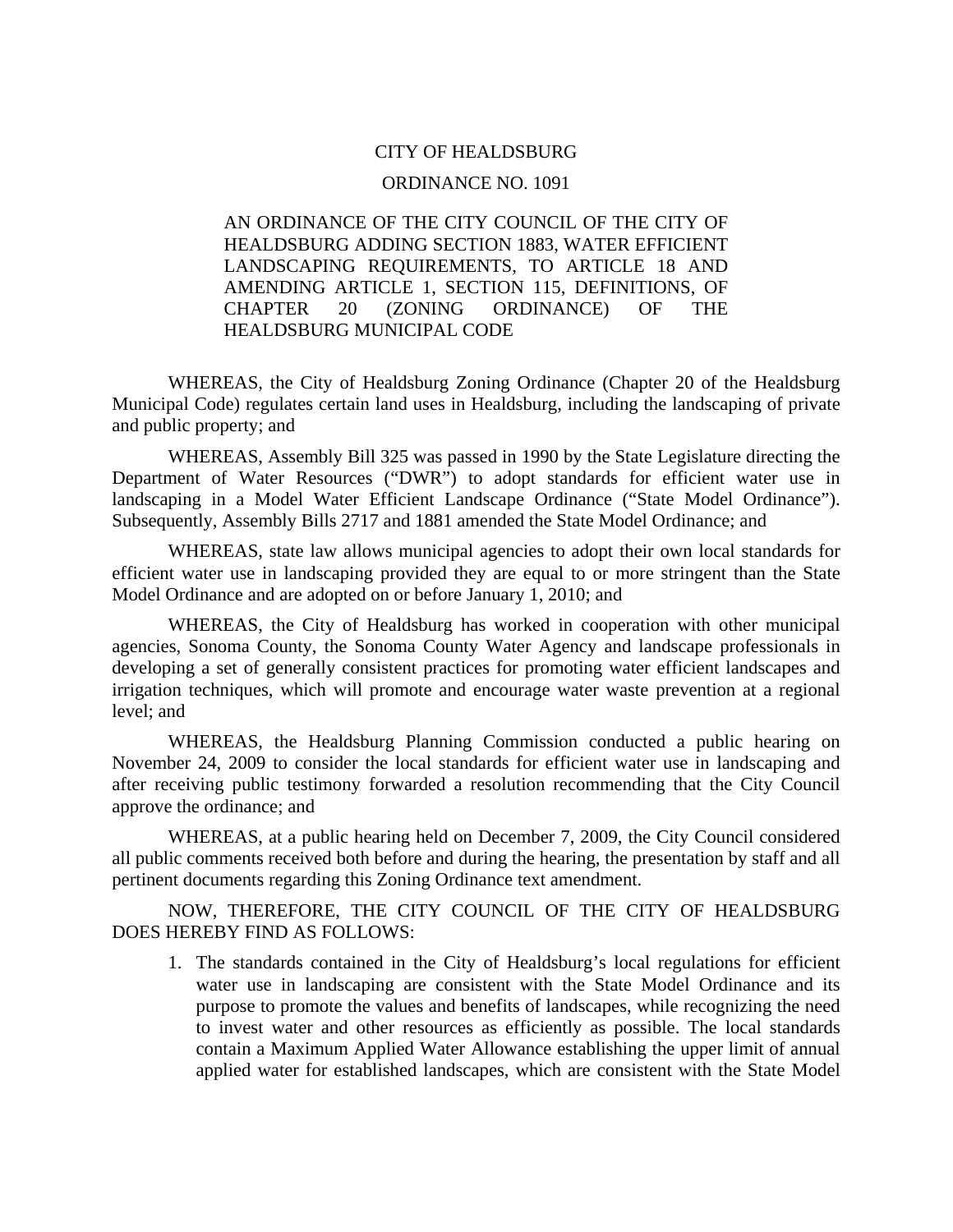CITY OF HEALDSBURG

ORDINANCE NO. 1091

AN ORDINANCE OF THE CITY COUNCIL OF THE CITY OF HEALDSBURG ADDING SECTION 1883, WATER EFFICIENT LANDSCAPING REQUIREMENTS, TO ARTICLE 18 AND AMENDING ARTICLE 1, SECTION 115, DEFINITIONS, OF CHAPTER 20 (ZONING ORDINANCE) OF THE HEALDSBURG MUNICIPAL CODE

WHEREAS, the City of Healdsburg Zoning Ordinance (Chapter 20 of the Healdsburg Municipal Code) regulates certain land uses in Healdsburg, including the landscaping of private and public property; and

WHEREAS, Assembly Bill 325 was passed in 1990 by the State Legislature directing the Department of Water Resources ("DWR") to adopt standards for efficient water use in landscaping in a Model Water Efficient Landscape Ordinance ("State Model Ordinance"). Subsequently, Assembly Bills 2717 and 1881 amended the State Model Ordinance; and

WHEREAS, state law allows municipal agencies to adopt their own local standards for efficient water use in landscaping provided they are equal to or more stringent than the State Model Ordinance and are adopted on or before January 1, 2010; and

WHEREAS, the City of Healdsburg has worked in cooperation with other municipal agencies, Sonoma County, the Sonoma County Water Agency and landscape professionals in developing a set of generally consistent practices for promoting water efficient landscapes and irrigation techniques, which will promote and encourage water waste prevention at a regional level; and

WHEREAS, the Healdsburg Planning Commission conducted a public hearing on November 24, 2009 to consider the local standards for efficient water use in landscaping and after receiving public testimony forwarded a resolution recommending that the City Council approve the ordinance; and

WHEREAS, at a public hearing held on December 7, 2009, the City Council considered all public comments received both before and during the hearing, the presentation by staff and all pertinent documents regarding this Zoning Ordinance text amendment.

NOW, THEREFORE, THE CITY COUNCIL OF THE CITY OF HEALDSBURG DOES HEREBY FIND AS FOLLOWS:

1. The standards contained in the City of Healdsburg's local regulations for efficient water use in landscaping are consistent with the State Model Ordinance and its purpose to promote the values and benefits of landscapes, while recognizing the need to invest water and other resources as efficiently as possible. The local standards contain a Maximum Applied Water Allowance establishing the upper limit of annual applied water for established landscapes, which are consistent with the State Model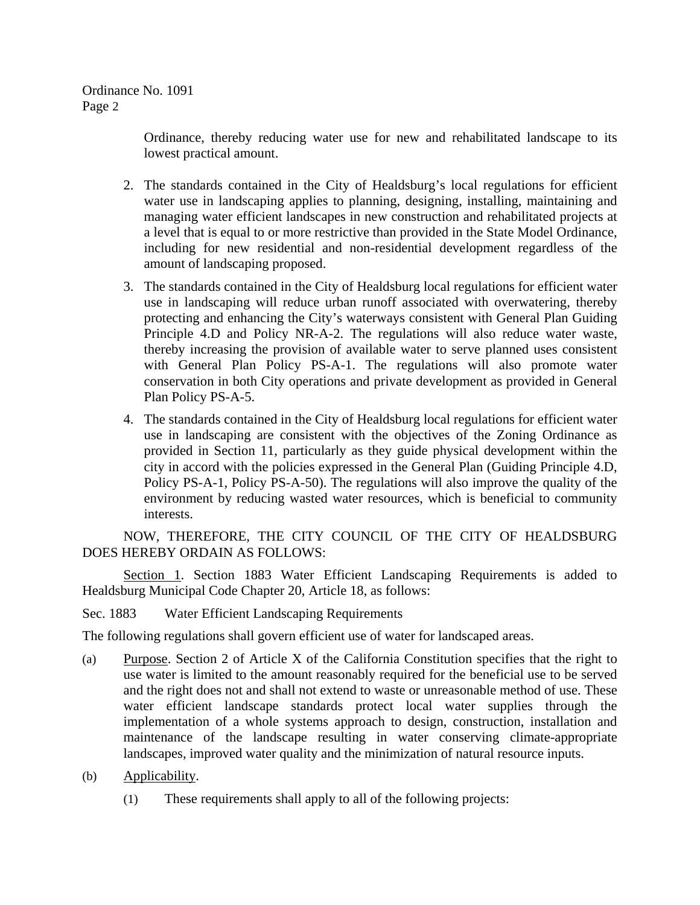Ordinance, thereby reducing water use for new and rehabilitated landscape to its lowest practical amount.

2. The standards contained in the City of Healdsburg's local regulations for efficient water use in landscaping applies to planning, designing, installing, maintaining and managing water efficient landscapes in new construction and rehabilitated projects at a level that is equal to or more restrictive than provided in the State Model Ordinance, including for new residential and non-residential development regardless of the amount of landscaping proposed.

3. The standards contained in the City of Healdsburg local regulations for efficient water use in landscaping will reduce urban runoff associated with overwatering, thereby protecting and enhancing the City's waterways consistent with General Plan Guiding Principle 4.D and Policy NR-A-2. The regulations will also reduce water waste, thereby increasing the provision of available water to serve planned uses consistent with General Plan Policy PS-A-1. The regulations will also promote water conservation in both City operations and private development as provided in General Plan Policy PS-A-5.

4. The standards contained in the City of Healdsburg local regulations for efficient water use in landscaping are consistent with the objectives of the Zoning Ordinance as provided in Section 11, particularly as they guide physical development within the city in accord with the policies expressed in the General Plan (Guiding Principle 4.D, Policy PS-A-1, Policy PS-A-50). The regulations will also improve the quality of the environment by reducing wasted water resources, which is beneficial to community interests.

NOW, THEREFORE, THE CITY COUNCIL OF THE CITY OF HEALDSBURG DOES HEREBY ORDAIN AS FOLLOWS:

Section 1. Section 1883 Water Efficient Landscaping Requirements is added to Healdsburg Municipal Code Chapter 20, Article 18, as follows:

Sec. 1883 Water Efficient Landscaping Requirements

The following regulations shall govern efficient use of water for landscaped areas.

(a) Purpose. Section 2 of Article X of the California Constitution specifies that the right to use water is limited to the amount reasonably required for the beneficial use to be served and the right does not and shall not extend to waste or unreasonable method of use. These water efficient landscape standards protect local water supplies through the implementation of a whole systems approach to design, construction, installation and maintenance of the landscape resulting in water conserving climate-appropriate landscapes, improved water quality and the minimization of natural resource inputs.

(b) Applicability.

(1) These requirements shall apply to all of the following projects: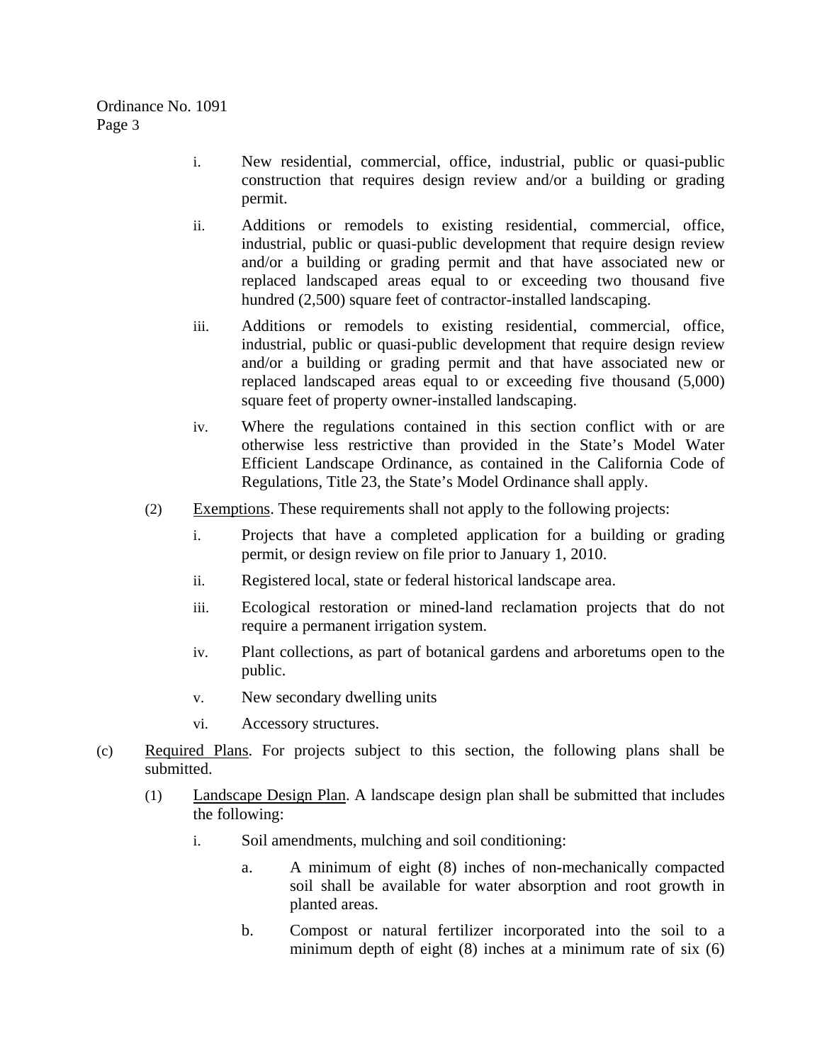i. New residential, commercial, office, industrial, public or quasi-public construction that requires design review and/or a building or grading permit.

ii. Additions or remodels to existing residential, commercial, office, industrial, public or quasi-public development that require design review and/or a building or grading permit and that have associated new or replaced landscaped areas equal to or exceeding two thousand five hundred (2,500) square feet of contractor-installed landscaping.

iii. Additions or remodels to existing residential, commercial, office, industrial, public or quasi-public development that require design review and/or a building or grading permit and that have associated new or replaced landscaped areas equal to or exceeding five thousand (5,000) square feet of property owner-installed landscaping.

iv. Where the regulations contained in this section conflict with or are otherwise less restrictive than provided in the State's Model Water Efficient Landscape Ordinance, as contained in the California Code of Regulations, Title 23, the State's Model Ordinance shall apply.

(2) Exemptions. These requirements shall not apply to the following projects:

i. Projects that have a completed application for a building or grading permit, or design review on file prior to January 1, 2010.

ii. Registered local, state or federal historical landscape area.

iii. Ecological restoration or mined-land reclamation projects that do not require a permanent irrigation system.

iv. Plant collections, as part of botanical gardens and arboretums open to the public.

v. New secondary dwelling units

vi. Accessory structures.

(c) Required Plans. For projects subject to this section, the following plans shall be submitted.

(1) Landscape Design Plan. A landscape design plan shall be submitted that includes the following:

i. Soil amendments, mulching and soil conditioning:

a. A minimum of eight (8) inches of non-mechanically compacted soil shall be available for water absorption and root growth in planted areas.

b. Compost or natural fertilizer incorporated into the soil to a minimum depth of eight (8) inches at a minimum rate of six (6)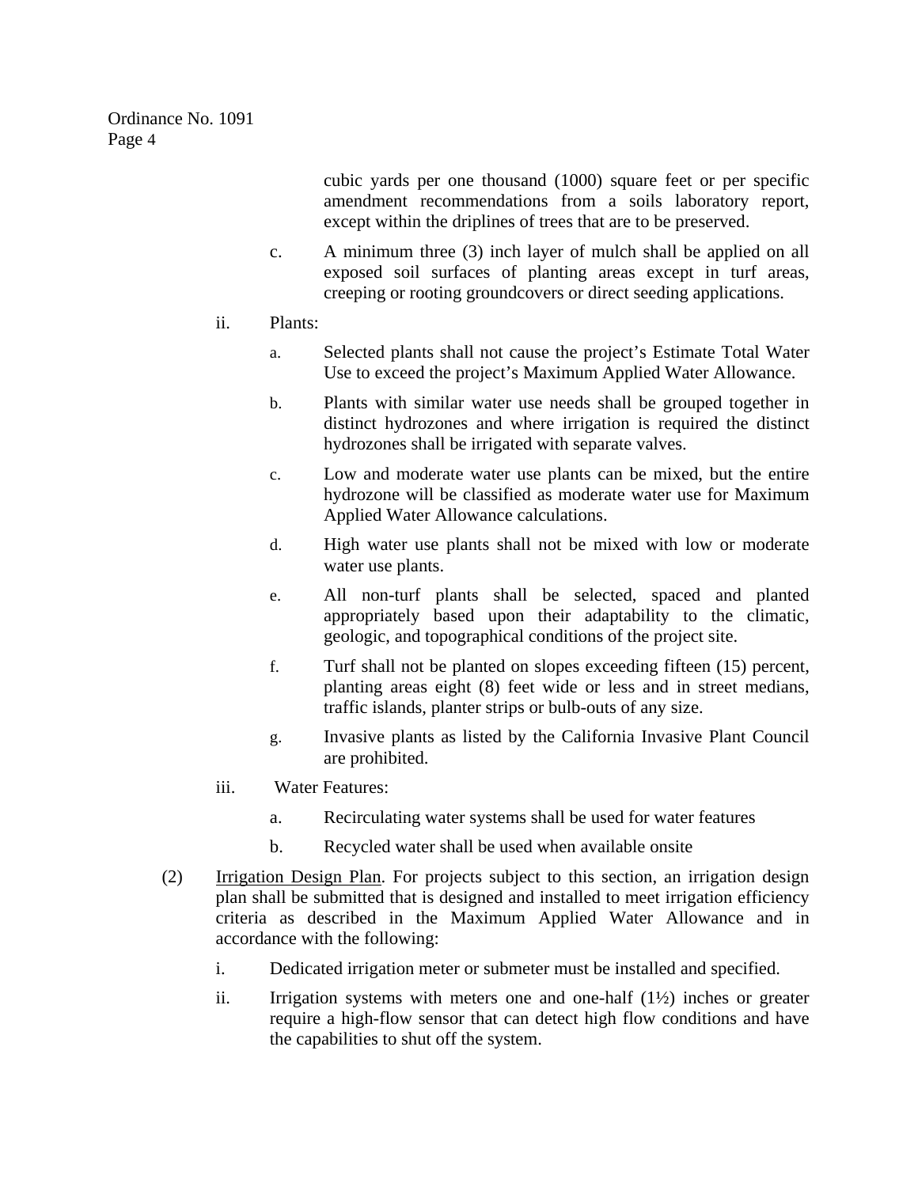cubic yards per one thousand (1000) square feet or per specific amendment recommendations from a soils laboratory report, except within the driplines of trees that are to be preserved.

c. A minimum three (3) inch layer of mulch shall be applied on all exposed soil surfaces of planting areas except in turf areas, creeping or rooting groundcovers or direct seeding applications.

ii. Plants:

a. Selected plants shall not cause the project's Estimate Total Water Use to exceed the project's Maximum Applied Water Allowance.

b. Plants with similar water use needs shall be grouped together in distinct hydrozones and where irrigation is required the distinct hydrozones shall be irrigated with separate valves.

c. Low and moderate water use plants can be mixed, but the entire hydrozone will be classified as moderate water use for Maximum Applied Water Allowance calculations.

d. High water use plants shall not be mixed with low or moderate water use plants.

e. All non-turf plants shall be selected, spaced and planted appropriately based upon their adaptability to the climatic, geologic, and topographical conditions of the project site.

f. Turf shall not be planted on slopes exceeding fifteen (15) percent, planting areas eight (8) feet wide or less and in street medians, traffic islands, planter strips or bulb-outs of any size.

g. Invasive plants as listed by the California Invasive Plant Council are prohibited.

iii. Water Features:

a. Recirculating water systems shall be used for water features

b. Recycled water shall be used when available onsite

(2) Irrigation Design Plan. For projects subject to this section, an irrigation design plan shall be submitted that is designed and installed to meet irrigation efficiency criteria as described in the Maximum Applied Water Allowance and in accordance with the following:

i. Dedicated irrigation meter or submeter must be installed and specified.

ii. Irrigation systems with meters one and one-half (1½) inches or greater require a high-flow sensor that can detect high flow conditions and have the capabilities to shut off the system.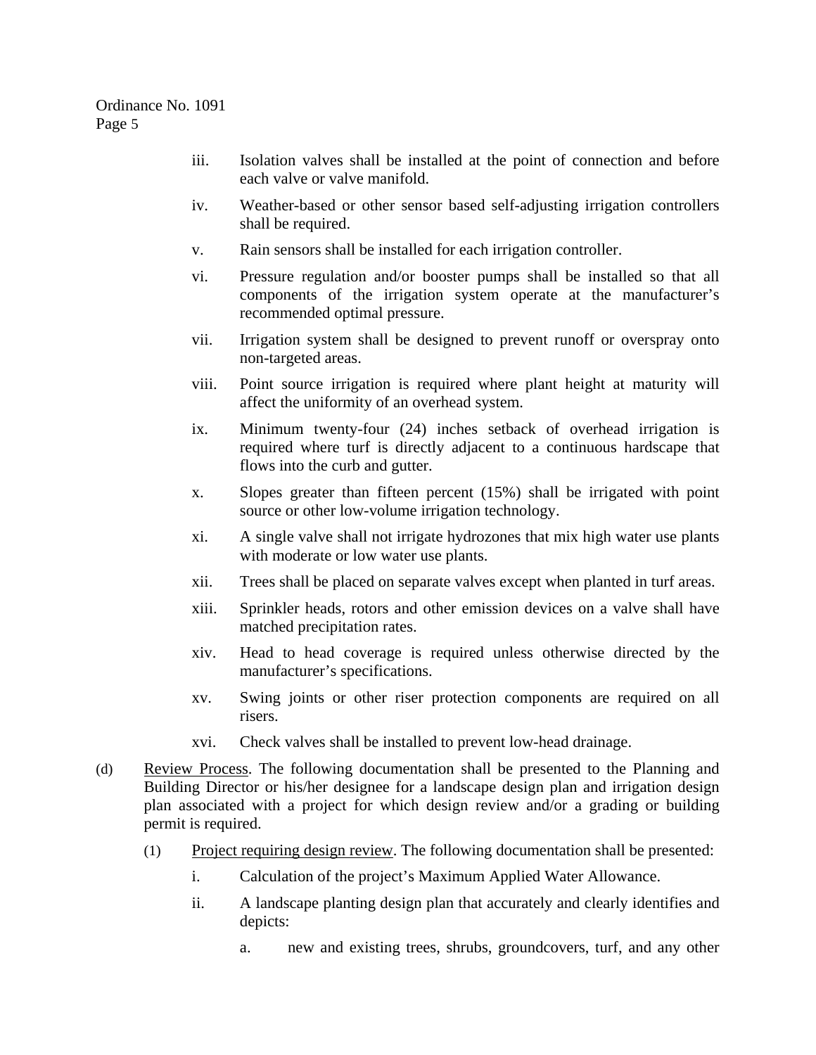iii. Isolation valves shall be installed at the point of connection and before each valve or valve manifold.

iv. Weather-based or other sensor based self-adjusting irrigation controllers shall be required.

v. Rain sensors shall be installed for each irrigation controller.

vi. Pressure regulation and/or booster pumps shall be installed so that all components of the irrigation system operate at the manufacturer's recommended optimal pressure.

vii. Irrigation system shall be designed to prevent runoff or overspray onto non-targeted areas.

viii. Point source irrigation is required where plant height at maturity will affect the uniformity of an overhead system.

ix. Minimum twenty-four (24) inches setback of overhead irrigation is required where turf is directly adjacent to a continuous hardscape that flows into the curb and gutter.

x. Slopes greater than fifteen percent (15%) shall be irrigated with point source or other low-volume irrigation technology.

xi. A single valve shall not irrigate hydrozones that mix high water use plants with moderate or low water use plants.

xii. Trees shall be placed on separate valves except when planted in turf areas.

xiii. Sprinkler heads, rotors and other emission devices on a valve shall have matched precipitation rates.

xiv. Head to head coverage is required unless otherwise directed by the manufacturer's specifications.

xv. Swing joints or other riser protection components are required on all risers.

xvi. Check valves shall be installed to prevent low-head drainage.

(d) Review Process. The following documentation shall be presented to the Planning and Building Director or his/her designee for a landscape design plan and irrigation design plan associated with a project for which design review and/or a grading or building permit is required.

(1) Project requiring design review. The following documentation shall be presented:

i. Calculation of the project's Maximum Applied Water Allowance.

ii. A landscape planting design plan that accurately and clearly identifies and depicts:

a. new and existing trees, shrubs, groundcovers, turf, and any other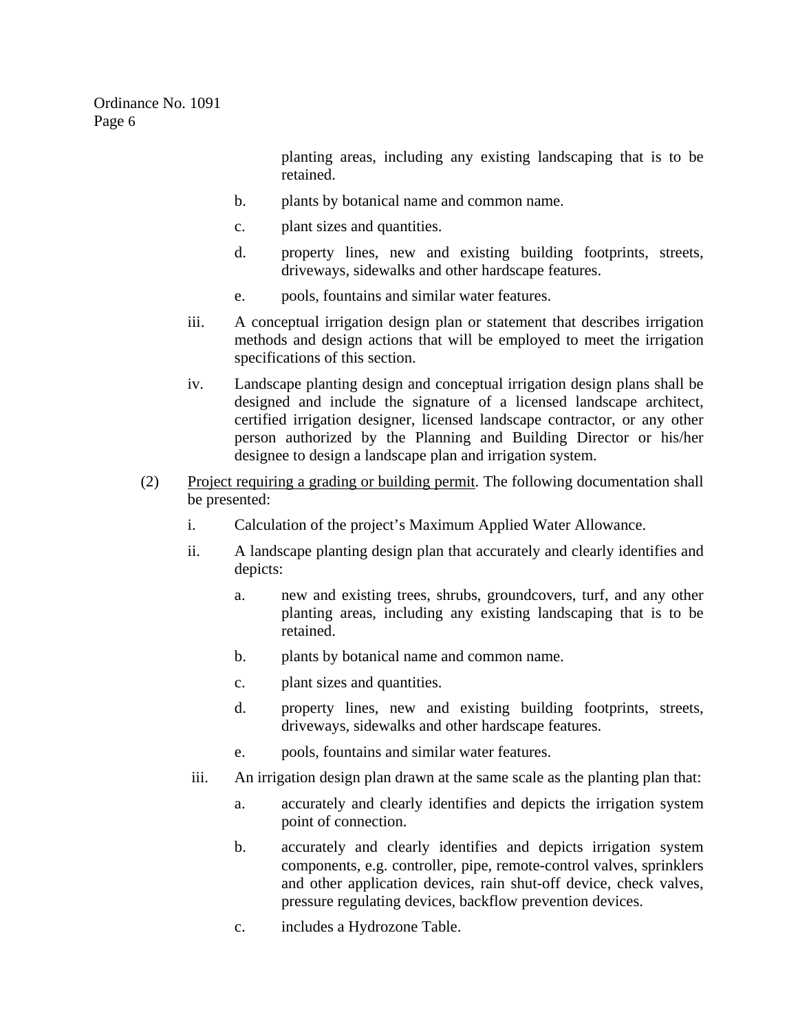planting areas, including any existing landscaping that is to be retained.

b. plants by botanical name and common name.

c. plant sizes and quantities.

d. property lines, new and existing building footprints, streets, driveways, sidewalks and other hardscape features.

e. pools, fountains and similar water features.

iii. A conceptual irrigation design plan or statement that describes irrigation methods and design actions that will be employed to meet the irrigation specifications of this section.

iv. Landscape planting design and conceptual irrigation design plans shall be designed and include the signature of a licensed landscape architect, certified irrigation designer, licensed landscape contractor, or any other person authorized by the Planning and Building Director or his/her designee to design a landscape plan and irrigation system.

(2) <u>Project requiring a grading or building permit</u>. The following documentation shall be presented:

i. Calculation of the project's Maximum Applied Water Allowance.

ii. A landscape planting design plan that accurately and clearly identifies and depicts:

a. new and existing trees, shrubs, groundcovers, turf, and any other planting areas, including any existing landscaping that is to be retained.

b. plants by botanical name and common name.

c. plant sizes and quantities.

d. property lines, new and existing building footprints, streets, driveways, sidewalks and other hardscape features.

e. pools, fountains and similar water features.

iii. An irrigation design plan drawn at the same scale as the planting plan that:

a. accurately and clearly identifies and depicts the irrigation system point of connection.

b. accurately and clearly identifies and depicts irrigation system components, e.g. controller, pipe, remote-control valves, sprinklers and other application devices, rain shut-off device, check valves, pressure regulating devices, backflow prevention devices.

c. includes a Hydrozone Table.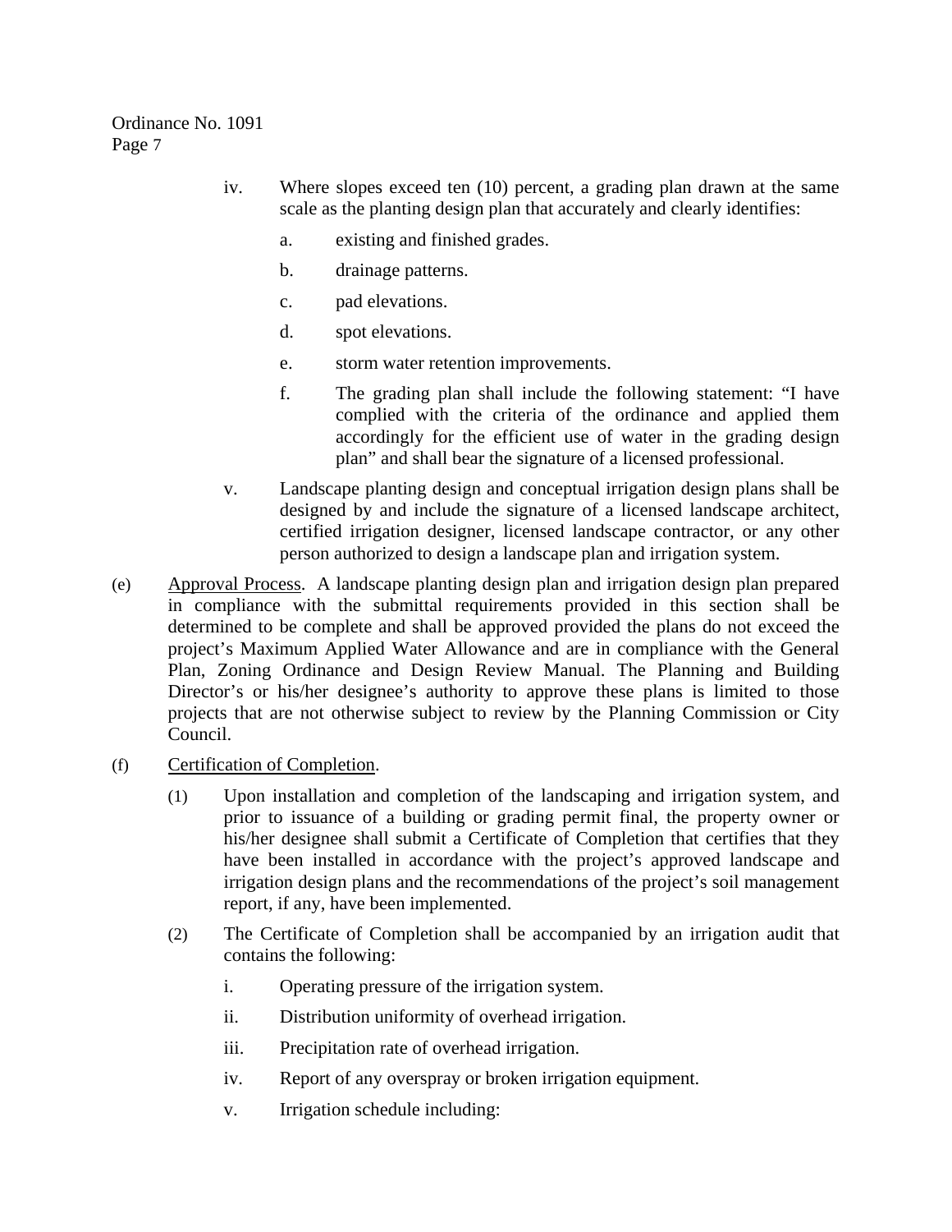iv. Where slopes exceed ten (10) percent, a grading plan drawn at the same scale as the planting design plan that accurately and clearly identifies:

a. existing and finished grades.

b. drainage patterns.

c. pad elevations.

d. spot elevations.

e. storm water retention improvements.

f. The grading plan shall include the following statement: "I have complied with the criteria of the ordinance and applied them accordingly for the efficient use of water in the grading design plan" and shall bear the signature of a licensed professional.

v. Landscape planting design and conceptual irrigation design plans shall be designed by and include the signature of a licensed landscape architect, certified irrigation designer, licensed landscape contractor, or any other person authorized to design a landscape plan and irrigation system.

(e) Approval Process. A landscape planting design plan and irrigation design plan prepared in compliance with the submittal requirements provided in this section shall be determined to be complete and shall be approved provided the plans do not exceed the project's Maximum Applied Water Allowance and are in compliance with the General Plan, Zoning Ordinance and Design Review Manual. The Planning and Building Director's or his/her designee's authority to approve these plans is limited to those projects that are not otherwise subject to review by the Planning Commission or City Council.

(f) Certification of Completion.

(1) Upon installation and completion of the landscaping and irrigation system, and prior to issuance of a building or grading permit final, the property owner or his/her designee shall submit a Certificate of Completion that certifies that they have been installed in accordance with the project's approved landscape and irrigation design plans and the recommendations of the project's soil management report, if any, have been implemented.

(2) The Certificate of Completion shall be accompanied by an irrigation audit that contains the following:

i. Operating pressure of the irrigation system.

ii. Distribution uniformity of overhead irrigation.

iii. Precipitation rate of overhead irrigation.

iv. Report of any overspray or broken irrigation equipment.

v. Irrigation schedule including: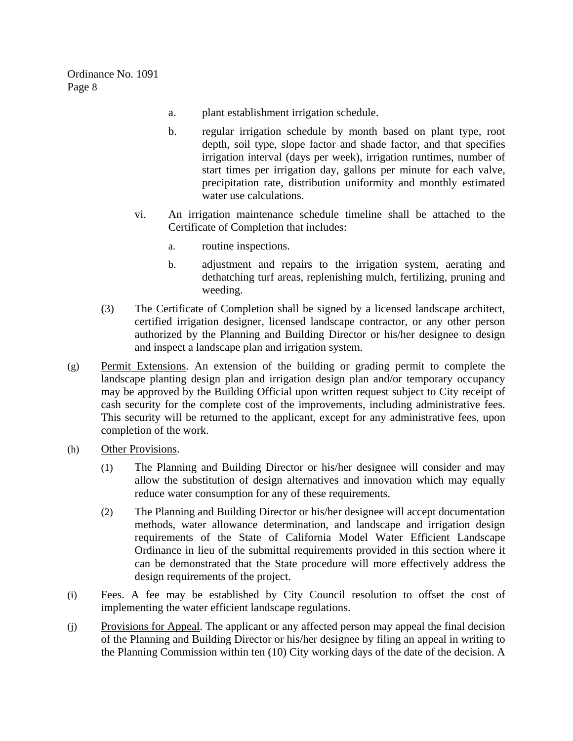a. plant establishment irrigation schedule.

b. regular irrigation schedule by month based on plant type, root depth, soil type, slope factor and shade factor, and that specifies irrigation interval (days per week), irrigation runtimes, number of start times per irrigation day, gallons per minute for each valve, precipitation rate, distribution uniformity and monthly estimated water use calculations.

vi. An irrigation maintenance schedule timeline shall be attached to the Certificate of Completion that includes:

a. routine inspections.

b. adjustment and repairs to the irrigation system, aerating and dethatching turf areas, replenishing mulch, fertilizing, pruning and weeding.

(3) The Certificate of Completion shall be signed by a licensed landscape architect, certified irrigation designer, licensed landscape contractor, or any other person authorized by the Planning and Building Director or his/her designee to design and inspect a landscape plan and irrigation system.

(g) Permit Extensions. An extension of the building or grading permit to complete the landscape planting design plan and irrigation design plan and/or temporary occupancy may be approved by the Building Official upon written request subject to City receipt of cash security for the complete cost of the improvements, including administrative fees. This security will be returned to the applicant, except for any administrative fees, upon completion of the work.

(h) Other Provisions.

(1) The Planning and Building Director or his/her designee will consider and may allow the substitution of design alternatives and innovation which may equally reduce water consumption for any of these requirements.

(2) The Planning and Building Director or his/her designee will accept documentation methods, water allowance determination, and landscape and irrigation design requirements of the State of California Model Water Efficient Landscape Ordinance in lieu of the submittal requirements provided in this section where it can be demonstrated that the State procedure will more effectively address the design requirements of the project.

(i) Fees. A fee may be established by City Council resolution to offset the cost of implementing the water efficient landscape regulations.

(j) Provisions for Appeal. The applicant or any affected person may appeal the final decision of the Planning and Building Director or his/her designee by filing an appeal in writing to the Planning Commission within ten (10) City working days of the date of the decision. A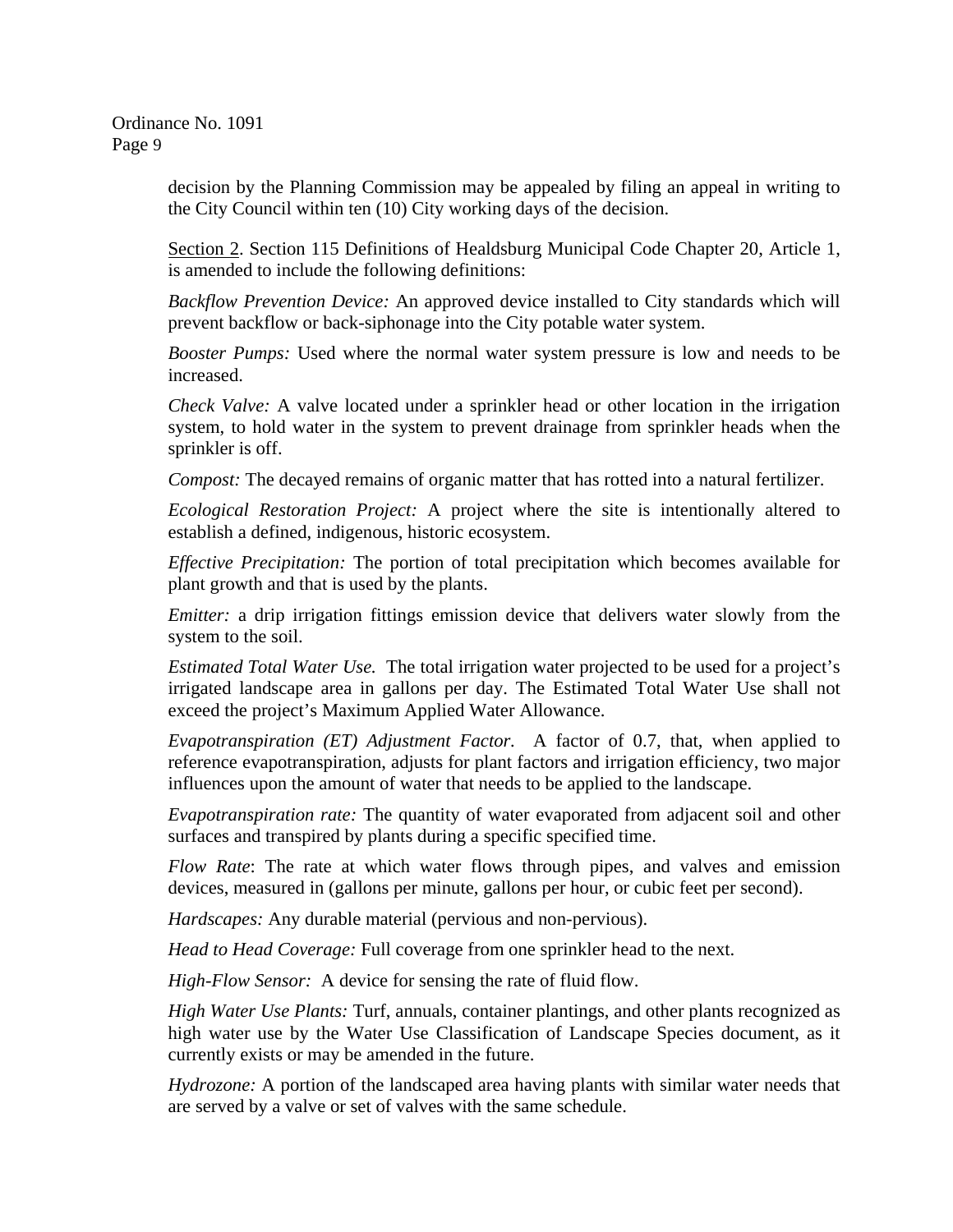decision by the Planning Commission may be appealed by filing an appeal in writing to the City Council within ten (10) City working days of the decision.

Section 2. Section 115 Definitions of Healdsburg Municipal Code Chapter 20, Article 1, is amended to include the following definitions:

*Backflow Prevention Device:* An approved device installed to City standards which will prevent backflow or back-siphonage into the City potable water system.

*Booster Pumps:* Used where the normal water system pressure is low and needs to be increased.

*Check Valve:* A valve located under a sprinkler head or other location in the irrigation system, to hold water in the system to prevent drainage from sprinkler heads when the sprinkler is off.

*Compost:* The decayed remains of organic matter that has rotted into a natural fertilizer.

*Ecological Restoration Project:* A project where the site is intentionally altered to establish a defined, indigenous, historic ecosystem.

*Effective Precipitation:* The portion of total precipitation which becomes available for plant growth and that is used by the plants.

*Emitter:* a drip irrigation fittings emission device that delivers water slowly from the system to the soil.

*Estimated Total Water Use.* The total irrigation water projected to be used for a project's irrigated landscape area in gallons per day. The Estimated Total Water Use shall not exceed the project's Maximum Applied Water Allowance.

*Evapotranspiration (ET) Adjustment Factor.* A factor of 0.7, that, when applied to reference evapotranspiration, adjusts for plant factors and irrigation efficiency, two major influences upon the amount of water that needs to be applied to the landscape.

*Evapotranspiration rate:* The quantity of water evaporated from adjacent soil and other surfaces and transpired by plants during a specific specified time.

*Flow Rate*: The rate at which water flows through pipes, and valves and emission devices, measured in (gallons per minute, gallons per hour, or cubic feet per second).

*Hardscapes:* Any durable material (pervious and non-pervious).

*Head to Head Coverage:* Full coverage from one sprinkler head to the next.

*High-Flow Sensor:* A device for sensing the rate of fluid flow.

*High Water Use Plants:* Turf, annuals, container plantings, and other plants recognized as high water use by the Water Use Classification of Landscape Species document, as it currently exists or may be amended in the future.

*Hydrozone:* A portion of the landscaped area having plants with similar water needs that are served by a valve or set of valves with the same schedule.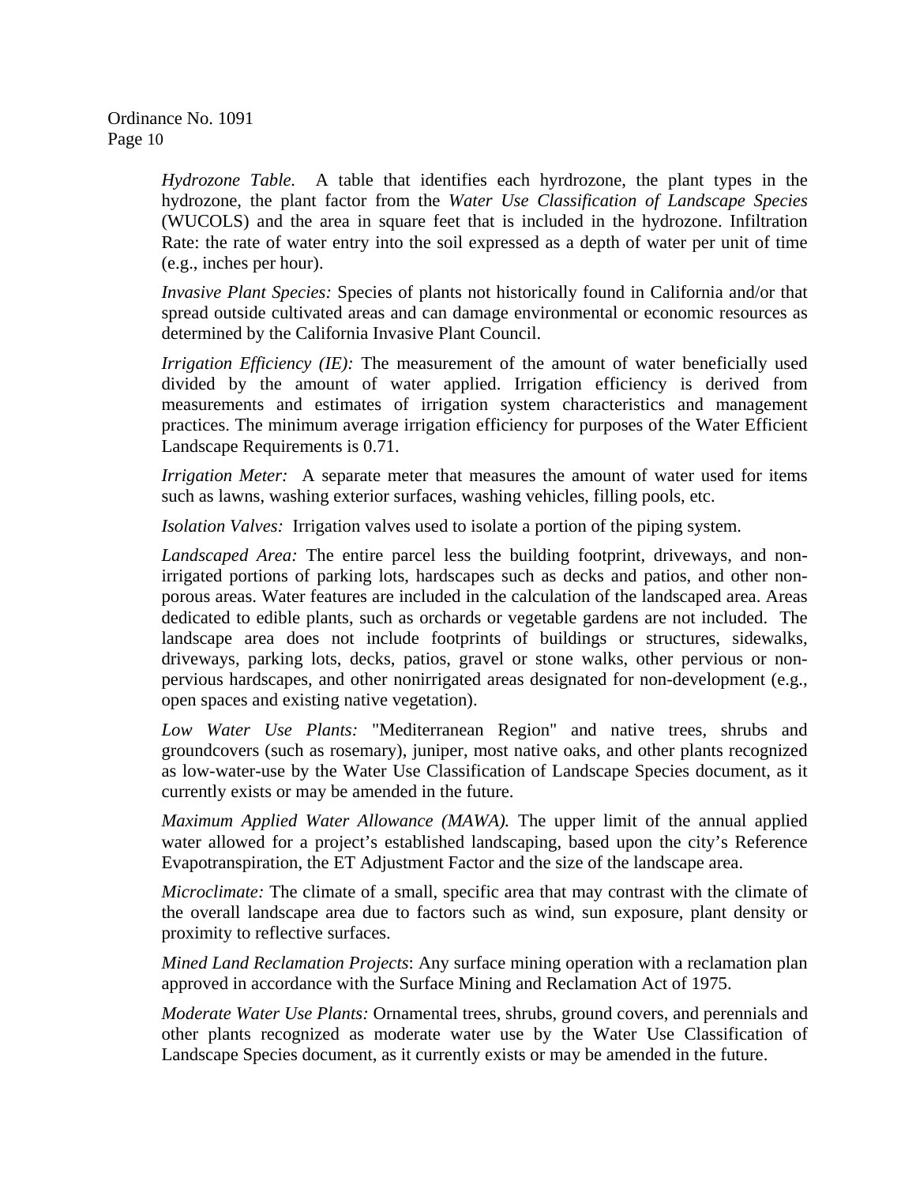*Hydrozone Table.* A table that identifies each hyrdrozone, the plant types in the hydrozone, the plant factor from the *Water Use Classification of Landscape Species* (WUCOLS) and the area in square feet that is included in the hydrozone. Infiltration Rate: the rate of water entry into the soil expressed as a depth of water per unit of time (e.g., inches per hour).

*Invasive Plant Species:* Species of plants not historically found in California and/or that spread outside cultivated areas and can damage environmental or economic resources as determined by the California Invasive Plant Council.

*Irrigation Efficiency (IE):* The measurement of the amount of water beneficially used divided by the amount of water applied. Irrigation efficiency is derived from measurements and estimates of irrigation system characteristics and management practices. The minimum average irrigation efficiency for purposes of the Water Efficient Landscape Requirements is 0.71.

*Irrigation Meter:* A separate meter that measures the amount of water used for items such as lawns, washing exterior surfaces, washing vehicles, filling pools, etc.

*Isolation Valves:* Irrigation valves used to isolate a portion of the piping system.

*Landscaped Area:* The entire parcel less the building footprint, driveways, and non-irrigated portions of parking lots, hardscapes such as decks and patios, and other non-porous areas. Water features are included in the calculation of the landscaped area. Areas dedicated to edible plants, such as orchards or vegetable gardens are not included. The landscape area does not include footprints of buildings or structures, sidewalks, driveways, parking lots, decks, patios, gravel or stone walks, other pervious or non-pervious hardscapes, and other nonirrigated areas designated for non-development (e.g., open spaces and existing native vegetation).

*Low Water Use Plants:* "Mediterranean Region" and native trees, shrubs and groundcovers (such as rosemary), juniper, most native oaks, and other plants recognized as low-water-use by the Water Use Classification of Landscape Species document, as it currently exists or may be amended in the future.

*Maximum Applied Water Allowance (MAWA).* The upper limit of the annual applied water allowed for a project's established landscaping, based upon the city's Reference Evapotranspiration, the ET Adjustment Factor and the size of the landscape area.

*Microclimate:* The climate of a small, specific area that may contrast with the climate of the overall landscape area due to factors such as wind, sun exposure, plant density or proximity to reflective surfaces.

*Mined Land Reclamation Projects*: Any surface mining operation with a reclamation plan approved in accordance with the Surface Mining and Reclamation Act of 1975.

*Moderate Water Use Plants:* Ornamental trees, shrubs, ground covers, and perennials and other plants recognized as moderate water use by the Water Use Classification of Landscape Species document, as it currently exists or may be amended in the future.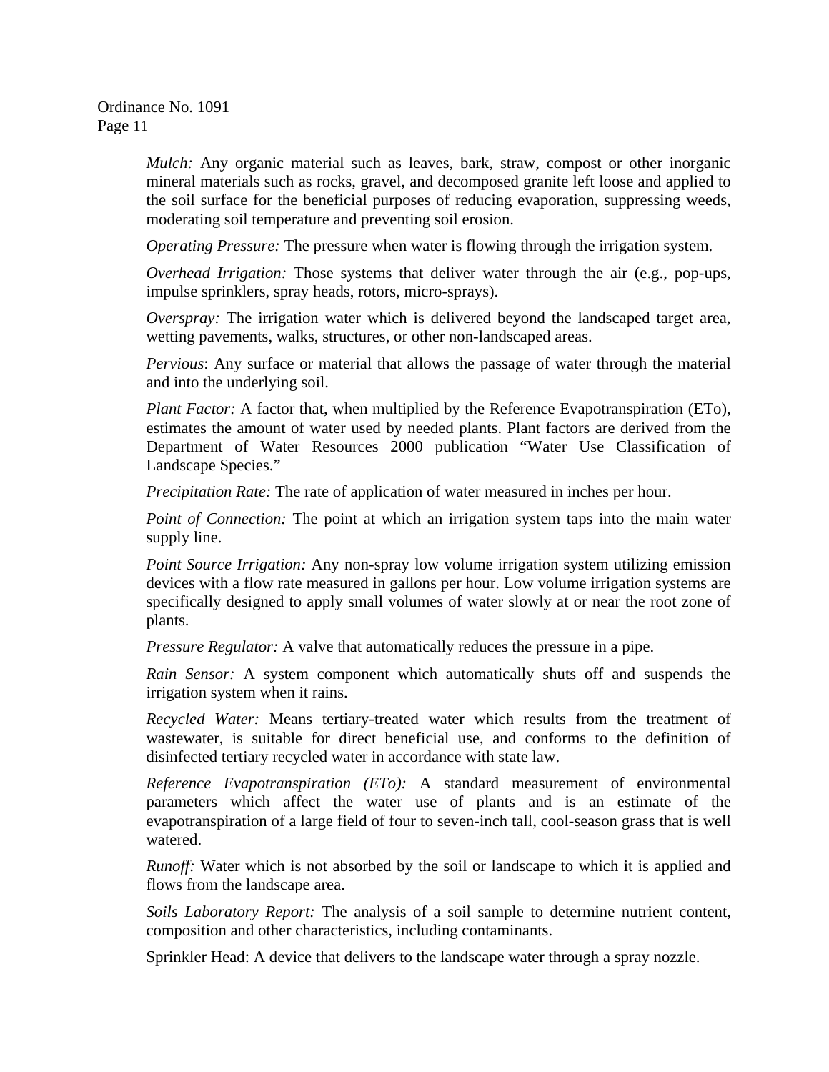*Mulch:* Any organic material such as leaves, bark, straw, compost or other inorganic mineral materials such as rocks, gravel, and decomposed granite left loose and applied to the soil surface for the beneficial purposes of reducing evaporation, suppressing weeds, moderating soil temperature and preventing soil erosion.

*Operating Pressure:* The pressure when water is flowing through the irrigation system.

*Overhead Irrigation:* Those systems that deliver water through the air (e.g., pop-ups, impulse sprinklers, spray heads, rotors, micro-sprays).

*Overspray:* The irrigation water which is delivered beyond the landscaped target area, wetting pavements, walks, structures, or other non-landscaped areas.

*Pervious*: Any surface or material that allows the passage of water through the material and into the underlying soil.

*Plant Factor:* A factor that, when multiplied by the Reference Evapotranspiration (ETo), estimates the amount of water used by needed plants. Plant factors are derived from the Department of Water Resources 2000 publication "Water Use Classification of Landscape Species."

*Precipitation Rate:* The rate of application of water measured in inches per hour.

*Point of Connection:* The point at which an irrigation system taps into the main water supply line.

*Point Source Irrigation:* Any non-spray low volume irrigation system utilizing emission devices with a flow rate measured in gallons per hour. Low volume irrigation systems are specifically designed to apply small volumes of water slowly at or near the root zone of plants.

*Pressure Regulator:* A valve that automatically reduces the pressure in a pipe.

*Rain Sensor:* A system component which automatically shuts off and suspends the irrigation system when it rains.

*Recycled Water:* Means tertiary-treated water which results from the treatment of wastewater, is suitable for direct beneficial use, and conforms to the definition of disinfected tertiary recycled water in accordance with state law.

*Reference Evapotranspiration (ETo):* A standard measurement of environmental parameters which affect the water use of plants and is an estimate of the evapotranspiration of a large field of four to seven-inch tall, cool-season grass that is well watered.

*Runoff:* Water which is not absorbed by the soil or landscape to which it is applied and flows from the landscape area.

*Soils Laboratory Report:* The analysis of a soil sample to determine nutrient content, composition and other characteristics, including contaminants.

Sprinkler Head: A device that delivers to the landscape water through a spray nozzle.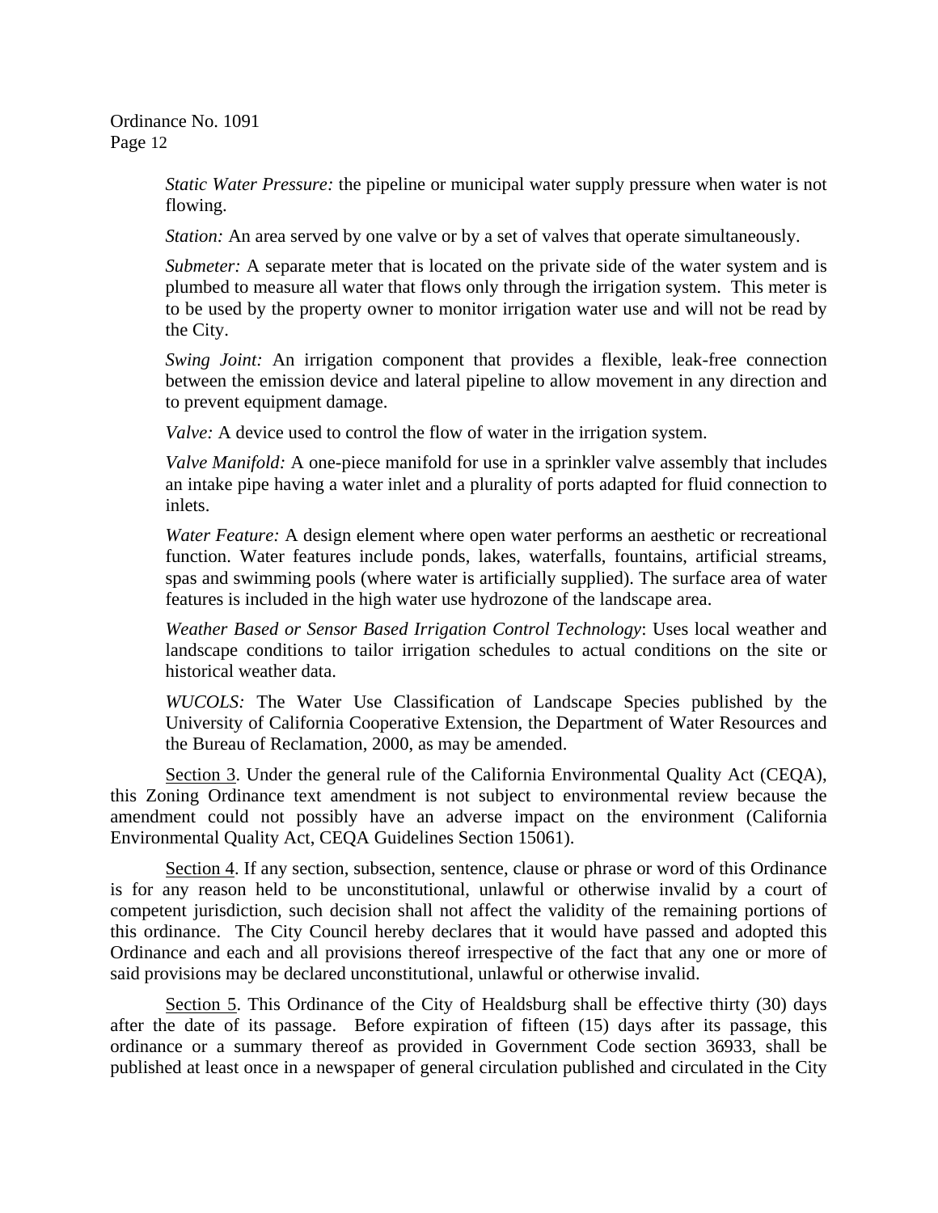*Static Water Pressure:* the pipeline or municipal water supply pressure when water is not flowing.

*Station:* An area served by one valve or by a set of valves that operate simultaneously.

*Submeter:* A separate meter that is located on the private side of the water system and is plumbed to measure all water that flows only through the irrigation system. This meter is to be used by the property owner to monitor irrigation water use and will not be read by the City.

*Swing Joint:* An irrigation component that provides a flexible, leak-free connection between the emission device and lateral pipeline to allow movement in any direction and to prevent equipment damage.

*Valve:* A device used to control the flow of water in the irrigation system.

*Valve Manifold:* A one-piece manifold for use in a sprinkler valve assembly that includes an intake pipe having a water inlet and a plurality of ports adapted for fluid connection to inlets.

*Water Feature:* A design element where open water performs an aesthetic or recreational function. Water features include ponds, lakes, waterfalls, fountains, artificial streams, spas and swimming pools (where water is artificially supplied). The surface area of water features is included in the high water use hydrozone of the landscape area.

*Weather Based or Sensor Based Irrigation Control Technology*: Uses local weather and landscape conditions to tailor irrigation schedules to actual conditions on the site or historical weather data.

*WUCOLS:* The Water Use Classification of Landscape Species published by the University of California Cooperative Extension, the Department of Water Resources and the Bureau of Reclamation, 2000, as may be amended.

Section 3. Under the general rule of the California Environmental Quality Act (CEQA), this Zoning Ordinance text amendment is not subject to environmental review because the amendment could not possibly have an adverse impact on the environment (California Environmental Quality Act, CEQA Guidelines Section 15061).

Section 4. If any section, subsection, sentence, clause or phrase or word of this Ordinance is for any reason held to be unconstitutional, unlawful or otherwise invalid by a court of competent jurisdiction, such decision shall not affect the validity of the remaining portions of this ordinance. The City Council hereby declares that it would have passed and adopted this Ordinance and each and all provisions thereof irrespective of the fact that any one or more of said provisions may be declared unconstitutional, unlawful or otherwise invalid.

Section 5. This Ordinance of the City of Healdsburg shall be effective thirty (30) days after the date of its passage. Before expiration of fifteen (15) days after its passage, this ordinance or a summary thereof as provided in Government Code section 36933, shall be published at least once in a newspaper of general circulation published and circulated in the City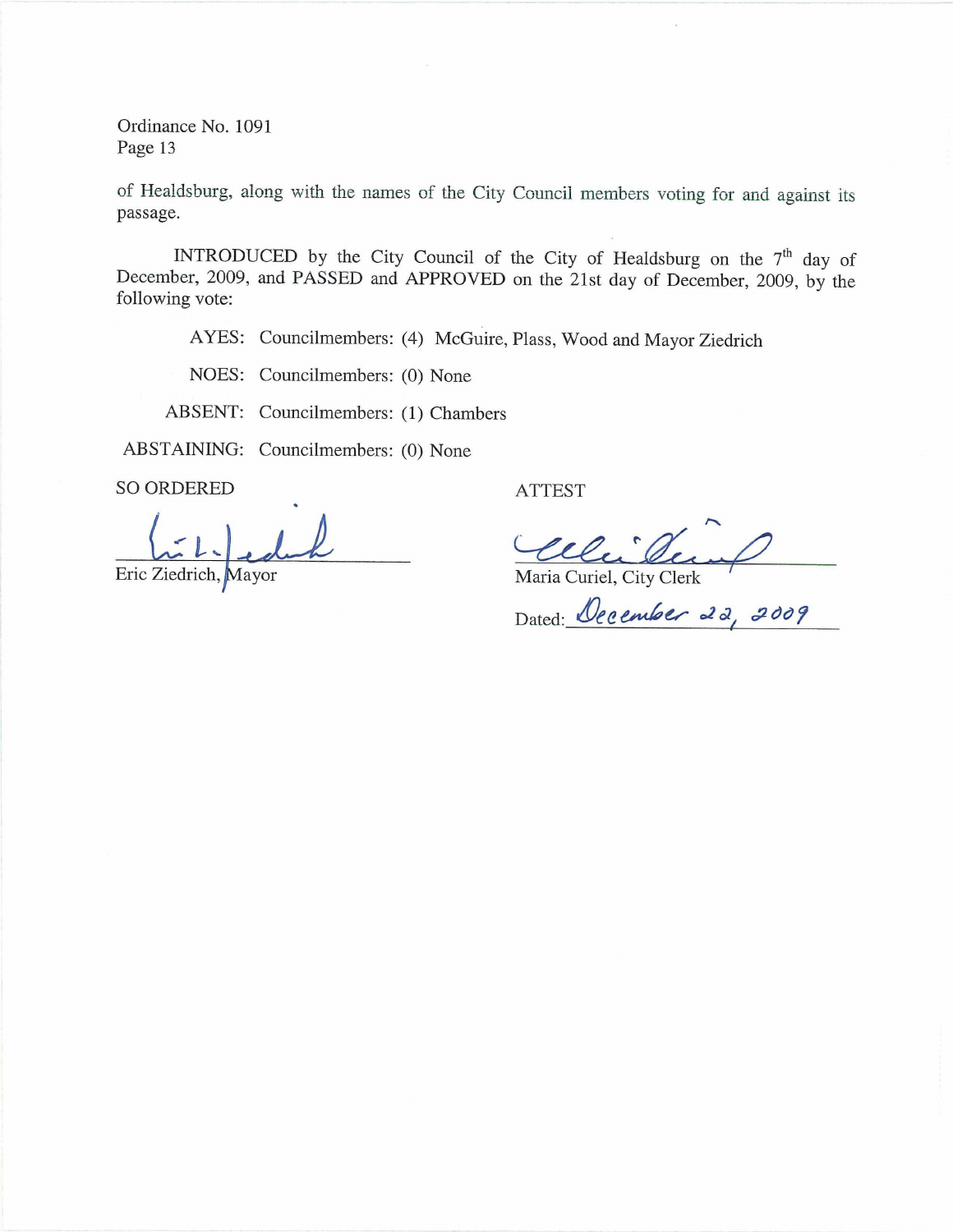of Healdsburg, along with the names of the City Council members voting for and against its passage.

INTRODUCED by the City Council of the City of Healdsburg on the 7th day of December, 2009, and PASSED and APPROVED on the 21st day of December, 2009, by the following vote:

AYES: Councilmembers: (4) McGuire, Plass, Wood and Mayor Ziedrich

NOES: Councilmembers: (0) None

ABSENT: Councilmembers: (1) Chambers

ABSTAINING: Councilmembers: (0) None

SO ORDERED

Eric Ziedrich, Mayor

ATTEST

Maria Curiel, City Clerk

Dated: December 22, 2009